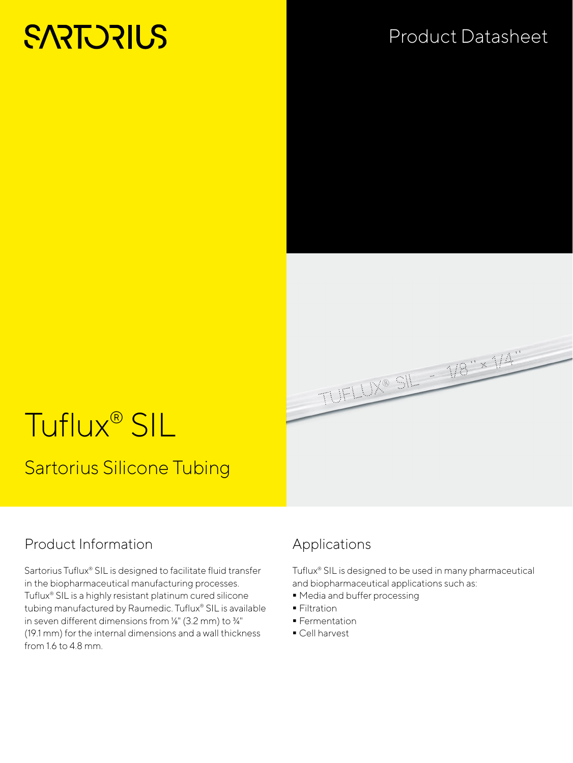SARTORIUS

Product Datasheet

# Tuflux® SIL

## Sartorius Silicone Tubing

## Product Information

Sartorius Tuflux® SIL is designed to facilitate fluid transfer in the biopharmaceutical manufacturing processes. Tuflux® SIL is a highly resistant platinum cured silicone tubing manufactured by Raumedic. Tuflux® SIL is available in seven different dimensions from ⅛" (3.2 mm) to ¾" (19.1 mm) for the internal dimensions and a wall thickness from 1.6 to 4.8 mm.

## Applications

Tuflux® SIL is designed to be used in many pharmaceutical and biopharmaceutical applications such as:

- Media and buffer processing
- Filtration
- Fermentation
- Cell harvest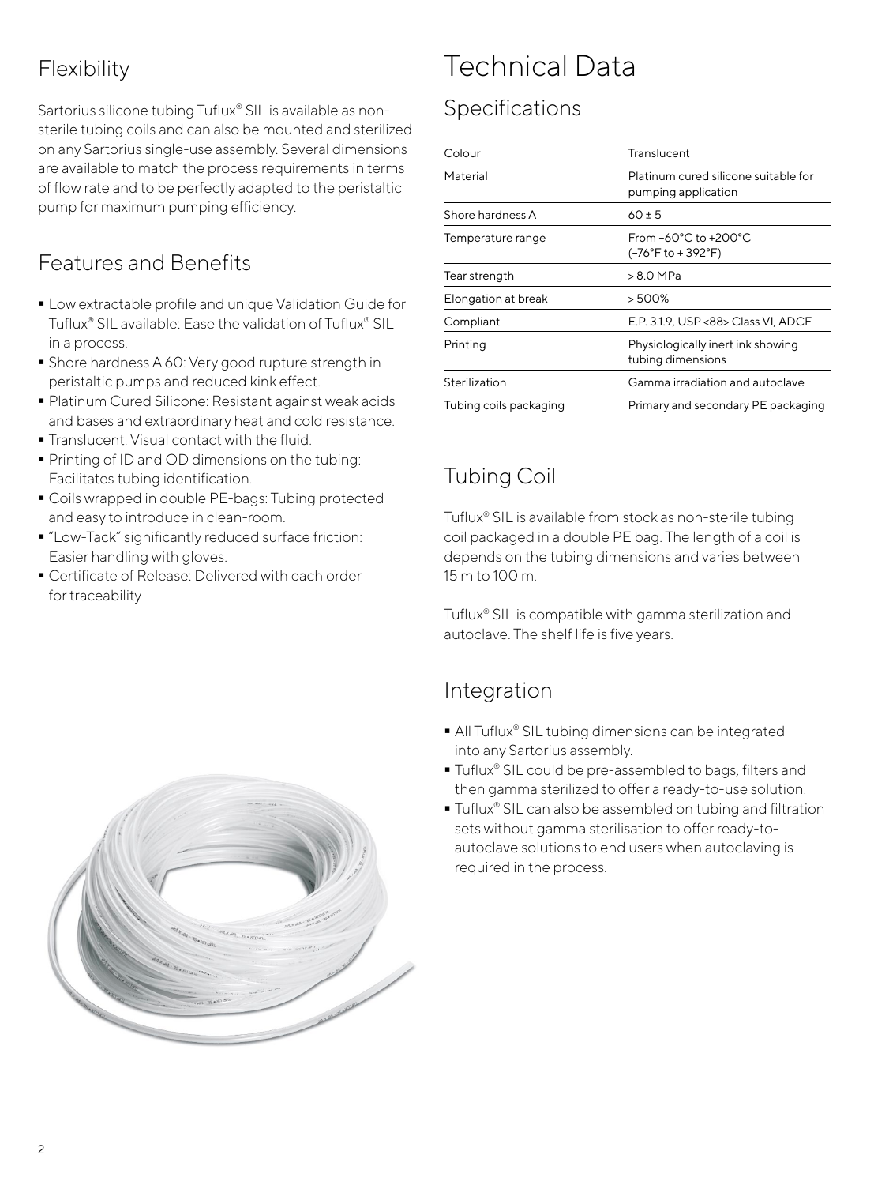## Flexibility

Sartorius silicone tubing Tuflux® SIL is available as non-sterile tubing coils and can also be mounted and sterilized on any Sartorius single-use assembly. Several dimensions are available to match the process requirements in terms of flow rate and to be perfectly adapted to the peristaltic pump for maximum pumping efficiency.

## Features and Benefits

- Low extractable profile and unique Validation Guide for Tuflux® SIL available: Ease the validation of Tuflux® SIL in a process.
- Shore hardness A 60: Very good rupture strength in peristaltic pumps and reduced kink effect.
- Platinum Cured Silicone: Resistant against weak acids and bases and extraordinary heat and cold resistance.
- Translucent: Visual contact with the fluid.
- Printing of ID and OD dimensions on the tubing: Facilitates tubing identification.
- Coils wrapped in double PE-bags: Tubing protected and easy to introduce in clean-room.
- "Low-Tack" significantly reduced surface friction: Easier handling with gloves.
- Certificate of Release: Delivered with each order for traceability

# Technical Data

## Specifications

| | |
|---|---|
| Colour | Translucent |
| Material | Platinum cured silicone suitable for pumping application |
| Shore hardness A | 60 ± 5 |
| Temperature range | From −60°C to +200°C (−76°F to + 392°F) |
| Tear strength | > 8.0 MPa |
| Elongation at break | > 500% |
| Compliant | E.P. 3.1.9, USP <88> Class VI, ADCF |
| Printing | Physiologically inert ink showing tubing dimensions |
| Sterilization | Gamma irradiation and autoclave |
| Tubing coils packaging | Primary and secondary PE packaging |

## Tubing Coil

Tuflux® SIL is available from stock as non-sterile tubing coil packaged in a double PE bag. The length of a coil is depends on the tubing dimensions and varies between 15 m to 100 m.

Tuflux® SIL is compatible with gamma sterilization and autoclave. The shelf life is five years.

## Integration

- All Tuflux® SIL tubing dimensions can be integrated into any Sartorius assembly.
- Tuflux® SIL could be pre-assembled to bags, filters and then gamma sterilized to offer a ready-to-use solution.
- Tuflux® SIL can also be assembled on tubing and filtration sets without gamma sterilisation to offer ready-to-autoclave solutions to end users when autoclaving is required in the process.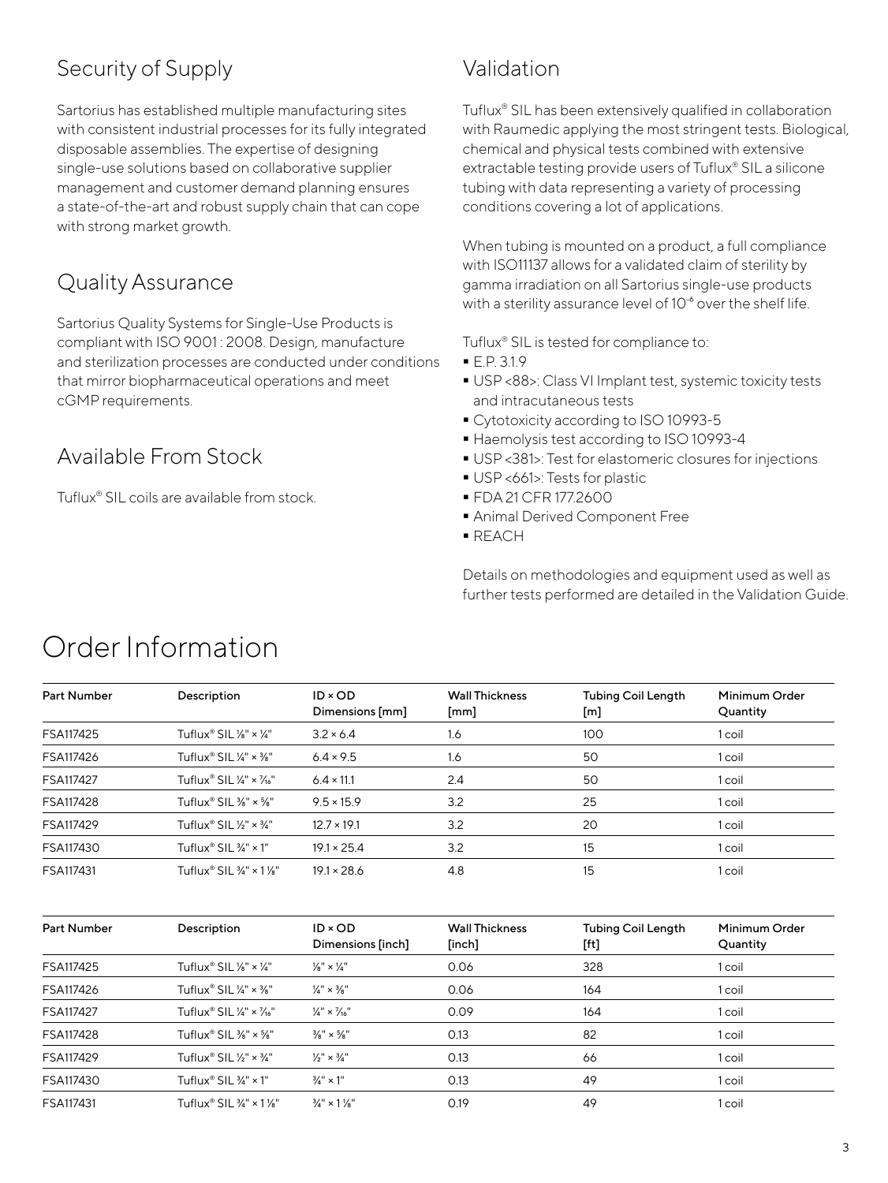## Security of Supply

Sartorius has established multiple manufacturing sites with consistent industrial processes for its fully integrated disposable assemblies. The expertise of designing single-use solutions based on collaborative supplier management and customer demand planning ensures a state-of-the-art and robust supply chain that can cope with strong market growth.

## Quality Assurance

Sartorius Quality Systems for Single-Use Products is compliant with ISO 9001 : 2008. Design, manufacture and sterilization processes are conducted under conditions that mirror biopharmaceutical operations and meet cGMP requirements.

## Available From Stock

Tuflux® SIL coils are available from stock.

## Validation

Tuflux® SIL has been extensively qualified in collaboration with Raumedic applying the most stringent tests. Biological, chemical and physical tests combined with extensive extractable testing provide users of Tuflux® SIL a silicone tubing with data representing a variety of processing conditions covering a lot of applications.

When tubing is mounted on a product, a full compliance with ISO11137 allows for a validated claim of sterility by gamma irradiation on all Sartorius single-use products with a sterility assurance level of $10^{-6}$ over the shelf life.

Tuflux® SIL is tested for compliance to:

- E.P. 3.1.9
- USP <88>: Class VI Implant test, systemic toxicity tests and intracutaneous tests
- Cytotoxicity according to ISO 10993-5
- Haemolysis test according to ISO 10993-4
- USP <381>: Test for elastomeric closures for injections
- USP <661>: Tests for plastic
- FDA 21 CFR 177.2600
- Animal Derived Component Free
- REACH

Details on methodologies and equipment used as well as further tests performed are detailed in the Validation Guide.

# Order Information

| Part Number | Description | ID × OD Dimensions [mm] | Wall Thickness [mm] | Tubing Coil Length [m] | Minimum Order Quantity |
|---|---|---|---|---|---|
| FSA117425 | Tuflux® SIL ⅛" × ¼" | 3.2 × 6.4 | 1.6 | 100 | 1 coil |
| FSA117426 | Tuflux® SIL ¼" × ⅜" | 6.4 × 9.5 | 1.6 | 50 | 1 coil |
| FSA117427 | Tuflux® SIL ¼" × 7/16" | 6.4 × 11.1 | 2.4 | 50 | 1 coil |
| FSA117428 | Tuflux® SIL ⅜" × ⅝" | 9.5 × 15.9 | 3.2 | 25 | 1 coil |
| FSA117429 | Tuflux® SIL ½" × ¾" | 12.7 × 19.1 | 3.2 | 20 | 1 coil |
| FSA117430 | Tuflux® SIL ¾" × 1" | 19.1 × 25.4 | 3.2 | 15 | 1 coil |
| FSA117431 | Tuflux® SIL ¾" × 1 ⅛" | 19.1 × 28.6 | 4.8 | 15 | 1 coil |

| Part Number | Description | ID × OD Dimensions [inch] | Wall Thickness [inch] | Tubing Coil Length [ft] | Minimum Order Quantity |
|---|---|---|---|---|---|
| FSA117425 | Tuflux® SIL ⅛" × ¼" | ⅛" × ¼" | 0.06 | 328 | 1 coil |
| FSA117426 | Tuflux® SIL ¼" × ⅜" | ¼" × ⅜" | 0.06 | 164 | 1 coil |
| FSA117427 | Tuflux® SIL ¼" × 7/16" | ¼" × 7/16" | 0.09 | 164 | 1 coil |
| FSA117428 | Tuflux® SIL ⅜" × ⅝" | ⅜" × ⅝" | 0.13 | 82 | 1 coil |
| FSA117429 | Tuflux® SIL ½" × ¾" | ½" × ¾" | 0.13 | 66 | 1 coil |
| FSA117430 | Tuflux® SIL ¾" × 1" | ¾" × 1" | 0.13 | 49 | 1 coil |
| FSA117431 | Tuflux® SIL ¾" × 1 ⅛" | ¾" × 1 ⅛" | 0.19 | 49 | 1 coil |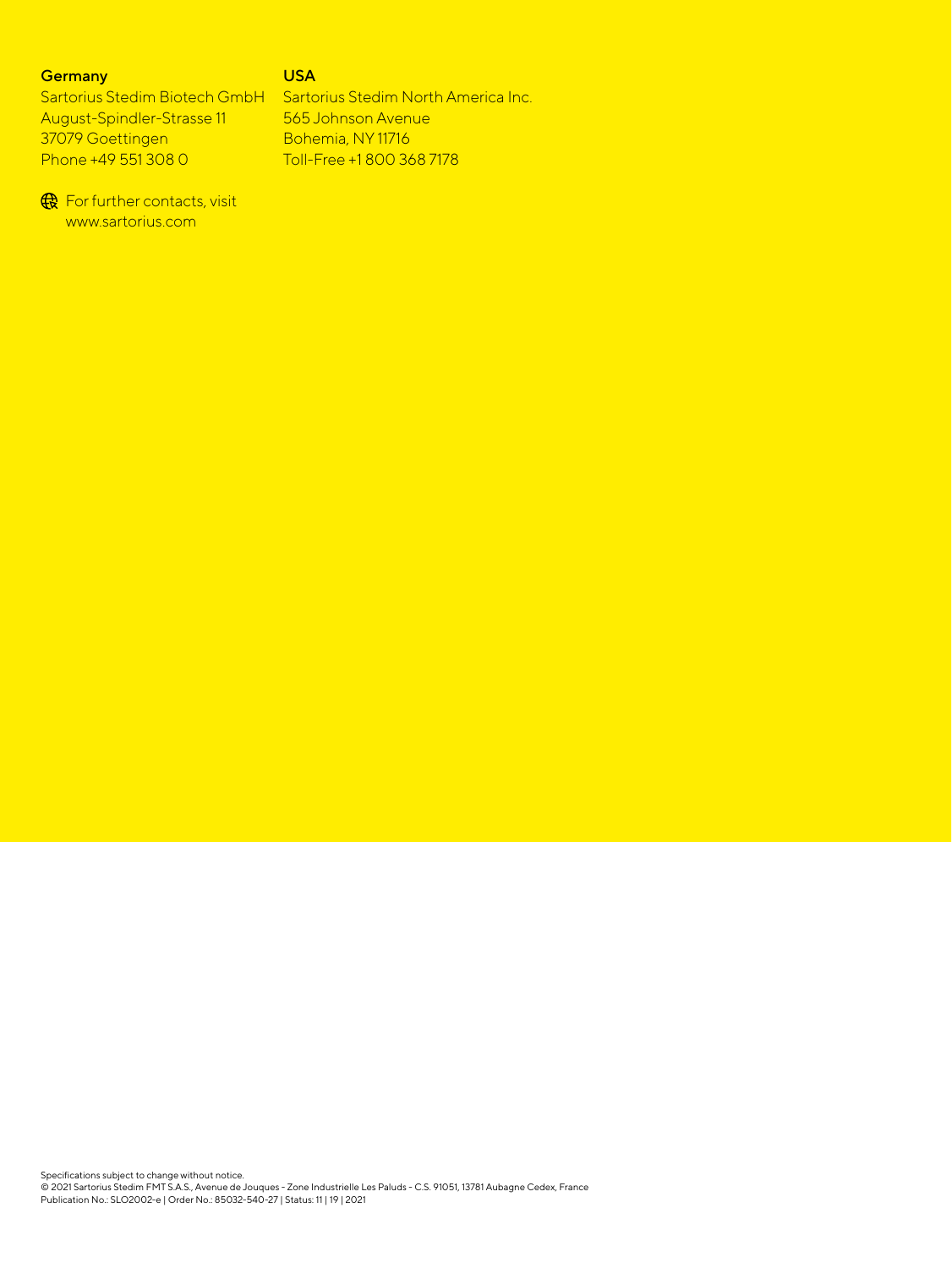**Germany**

Sartorius Stedim Biotech GmbH
August-Spindler-Strasse 11
37079 Goettingen
Phone +49 551 308 0

**USA**

Sartorius Stedim North America Inc.
565 Johnson Avenue
Bohemia, NY 11716
Toll-Free +1 800 368 7178

For further contacts, visit
www.sartorius.com

Specifications subject to change without notice.
© 2021 Sartorius Stedim FMT S.A.S., Avenue de Jouques - Zone Industrielle Les Paluds - C.S. 91051, 13781 Aubagne Cedex, France
Publication No.: SLO2002-e | Order No.: 85032-540-27 | Status: 11 | 19 | 2021